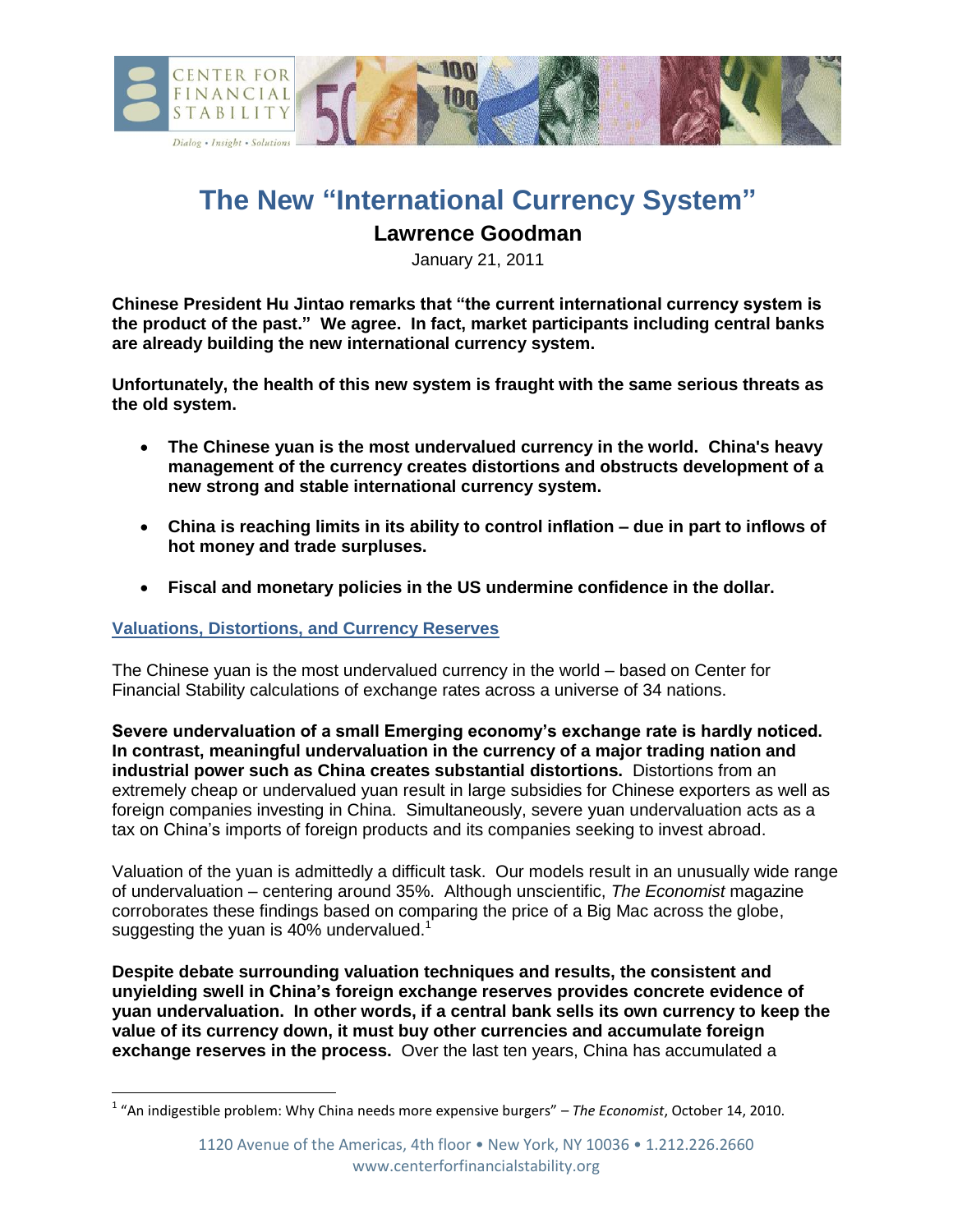# The New "International Currency System"

## Lawrence Goodman

January 21, 2011

**Chinese President Hu Jintao remarks that "the current international currency system is the product of the past." We agree. In fact, market participants including central banks are already building the new international currency system.**

**Unfortunately, the health of this new system is fraught with the same serious threats as the old system.**

- **The Chinese yuan is the most undervalued currency in the world. China's heavy management of the currency creates distortions and obstructs development of a new strong and stable international currency system.**
- **China is reaching limits in its ability to control inflation – due in part to inflows of hot money and trade surpluses.**
- **Fiscal and monetary policies in the US undermine confidence in the dollar.**

### Valuations, Distortions, and Currency Reserves

The Chinese yuan is the most undervalued currency in the world – based on Center for Financial Stability calculations of exchange rates across a universe of 34 nations.

**Severe undervaluation of a small Emerging economy's exchange rate is hardly noticed. In contrast, meaningful undervaluation in the currency of a major trading nation and industrial power such as China creates substantial distortions.** Distortions from an extremely cheap or undervalued yuan result in large subsidies for Chinese exporters as well as foreign companies investing in China. Simultaneously, severe yuan undervaluation acts as a tax on China's imports of foreign products and its companies seeking to invest abroad.

Valuation of the yuan is admittedly a difficult task. Our models result in an unusually wide range of undervaluation – centering around 35%. Although unscientific, *The Economist* magazine corroborates these findings based on comparing the price of a Big Mac across the globe, suggesting the yuan is 40% undervalued.[1]

**Despite debate surrounding valuation techniques and results, the consistent and unyielding swell in China's foreign exchange reserves provides concrete evidence of yuan undervaluation. In other words, if a central bank sells its own currency to keep the value of its currency down, it must buy other currencies and accumulate foreign exchange reserves in the process.** Over the last ten years, China has accumulated a

[1] "An indigestible problem: Why China needs more expensive burgers" – *The Economist*, October 14, 2010.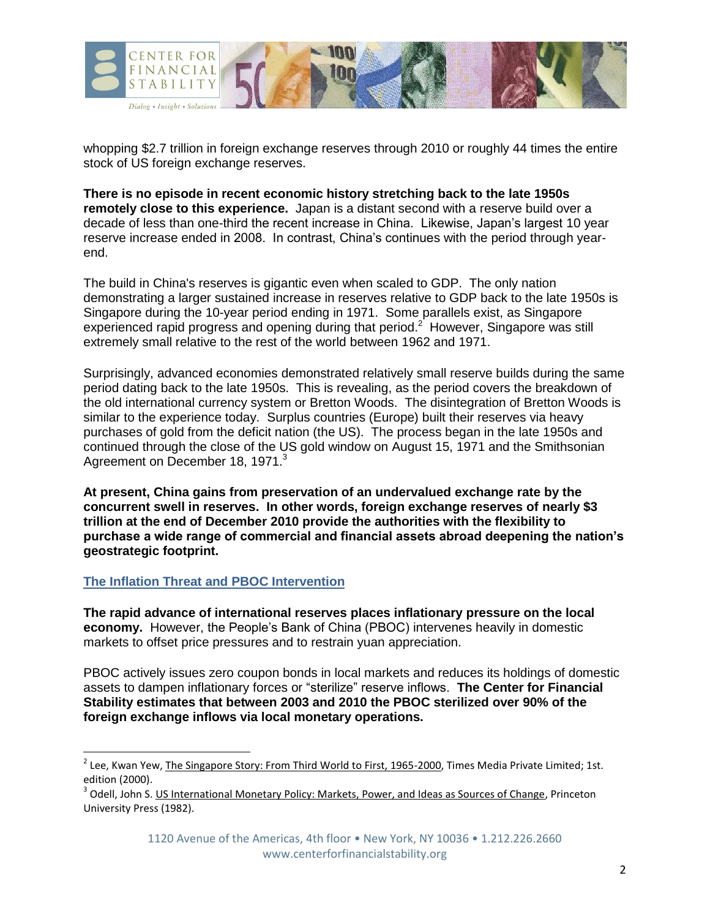whopping $2.7 trillion in foreign exchange reserves through 2010 or roughly 44 times the entire stock of US foreign exchange reserves.

**There is no episode in recent economic history stretching back to the late 1950s remotely close to this experience.** Japan is a distant second with a reserve build over a decade of less than one-third the recent increase in China. Likewise, Japan's largest 10 year reserve increase ended in 2008. In contrast, China's continues with the period through year-end.

The build in China's reserves is gigantic even when scaled to GDP. The only nation demonstrating a larger sustained increase in reserves relative to GDP back to the late 1950s is Singapore during the 10-year period ending in 1971. Some parallels exist, as Singapore experienced rapid progress and opening during that period.[2] However, Singapore was still extremely small relative to the rest of the world between 1962 and 1971.

Surprisingly, advanced economies demonstrated relatively small reserve builds during the same period dating back to the late 1950s. This is revealing, as the period covers the breakdown of the old international currency system or Bretton Woods. The disintegration of Bretton Woods is similar to the experience today. Surplus countries (Europe) built their reserves via heavy purchases of gold from the deficit nation (the US). The process began in the late 1950s and continued through the close of the US gold window on August 15, 1971 and the Smithsonian Agreement on December 18, 1971.[3]

**At present, China gains from preservation of an undervalued exchange rate by the concurrent swell in reserves. In other words, foreign exchange reserves of nearly $3 trillion at the end of December 2010 provide the authorities with the flexibility to purchase a wide range of commercial and financial assets abroad deepening the nation's geostrategic footprint.**

## The Inflation Threat and PBOC Intervention

**The rapid advance of international reserves places inflationary pressure on the local economy.** However, the People's Bank of China (PBOC) intervenes heavily in domestic markets to offset price pressures and to restrain yuan appreciation.

PBOC actively issues zero coupon bonds in local markets and reduces its holdings of domestic assets to dampen inflationary forces or "sterilize" reserve inflows. **The Center for Financial Stability estimates that between 2003 and 2010 the PBOC sterilized over 90% of the foreign exchange inflows via local monetary operations.**

---

[2] Lee, Kwan Yew, The Singapore Story: From Third World to First, 1965-2000, Times Media Private Limited; 1st. edition (2000).

[3] Odell, John S. US International Monetary Policy: Markets, Power, and Ideas as Sources of Change, Princeton University Press (1982).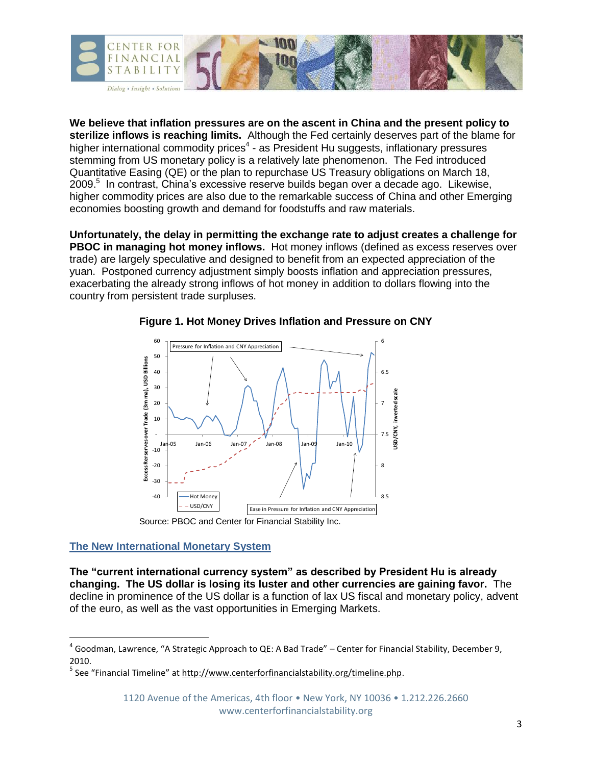**We believe that inflation pressures are on the ascent in China and the present policy to sterilize inflows is reaching limits.** Although the Fed certainly deserves part of the blame for higher international commodity prices[4] - as President Hu suggests, inflationary pressures stemming from US monetary policy is a relatively late phenomenon. The Fed introduced Quantitative Easing (QE) or the plan to repurchase US Treasury obligations on March 18, 2009.[5] In contrast, China's excessive reserve builds began over a decade ago. Likewise, higher commodity prices are also due to the remarkable success of China and other Emerging economies boosting growth and demand for foodstuffs and raw materials.

**Unfortunately, the delay in permitting the exchange rate to adjust creates a challenge for PBOC in managing hot money inflows.** Hot money inflows (defined as excess reserves over trade) are largely speculative and designed to benefit from an expected appreciation of the yuan. Postponed currency adjustment simply boosts inflation and appreciation pressures, exacerbating the already strong inflows of hot money in addition to dollars flowing into the country from persistent trade surpluses.

**Figure 1. Hot Money Drives Inflation and Pressure on CNY**

Source: PBOC and Center for Financial Stability Inc.

## The New International Monetary System

**The "current international currency system" as described by President Hu is already changing. The US dollar is losing its luster and other currencies are gaining favor.** The decline in prominence of the US dollar is a function of lax US fiscal and monetary policy, advent of the euro, as well as the vast opportunities in Emerging Markets.

---

[4] Goodman, Lawrence, "A Strategic Approach to QE: A Bad Trade" – Center for Financial Stability, December 9, 2010.

[5] See "Financial Timeline" at http://www.centerforfinancialstability.org/timeline.php.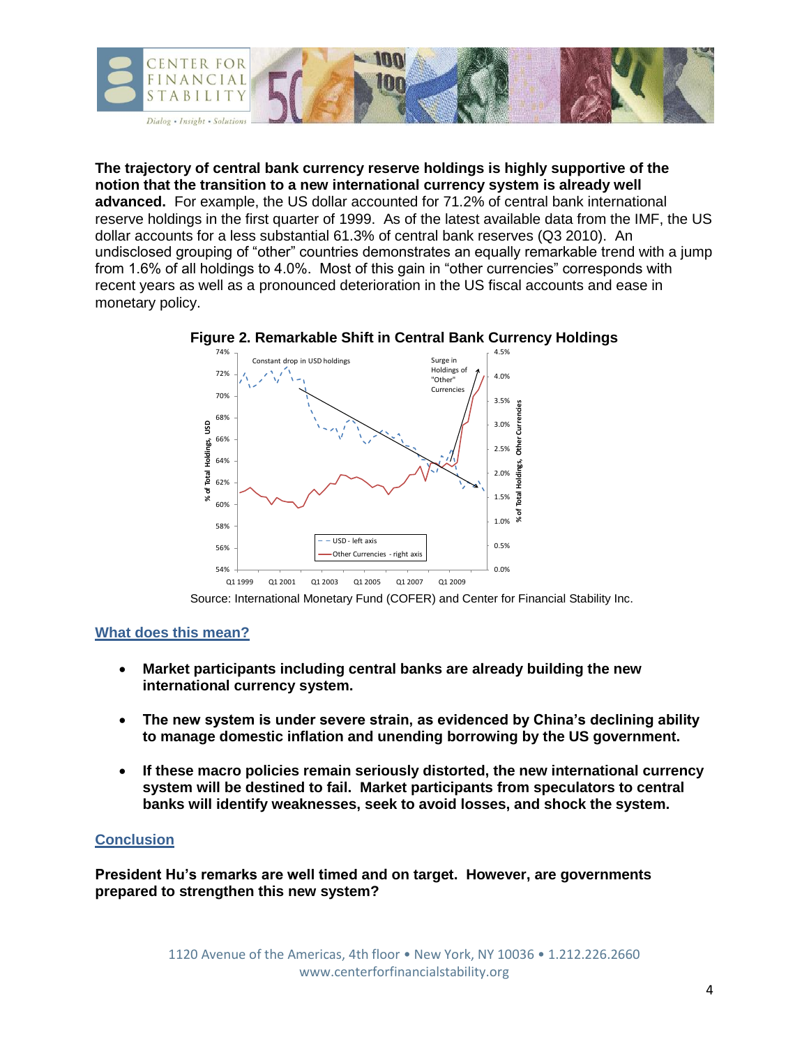**The trajectory of central bank currency reserve holdings is highly supportive of the notion that the transition to a new international currency system is already well advanced.** For example, the US dollar accounted for 71.2% of central bank international reserve holdings in the first quarter of 1999. As of the latest available data from the IMF, the US dollar accounts for a less substantial 61.3% of central bank reserves (Q3 2010). An undisclosed grouping of "other" countries demonstrates an equally remarkable trend with a jump from 1.6% of all holdings to 4.0%. Most of this gain in "other currencies" corresponds with recent years as well as a pronounced deterioration in the US fiscal accounts and ease in monetary policy.

**Figure 2. Remarkable Shift in Central Bank Currency Holdings**

Source: International Monetary Fund (COFER) and Center for Financial Stability Inc.

## What does this mean?

- **Market participants including central banks are already building the new international currency system.**
- **The new system is under severe strain, as evidenced by China's declining ability to manage domestic inflation and unending borrowing by the US government.**
- **If these macro policies remain seriously distorted, the new international currency system will be destined to fail. Market participants from speculators to central banks will identify weaknesses, seek to avoid losses, and shock the system.**

## Conclusion

**President Hu's remarks are well timed and on target. However, are governments prepared to strengthen this new system?**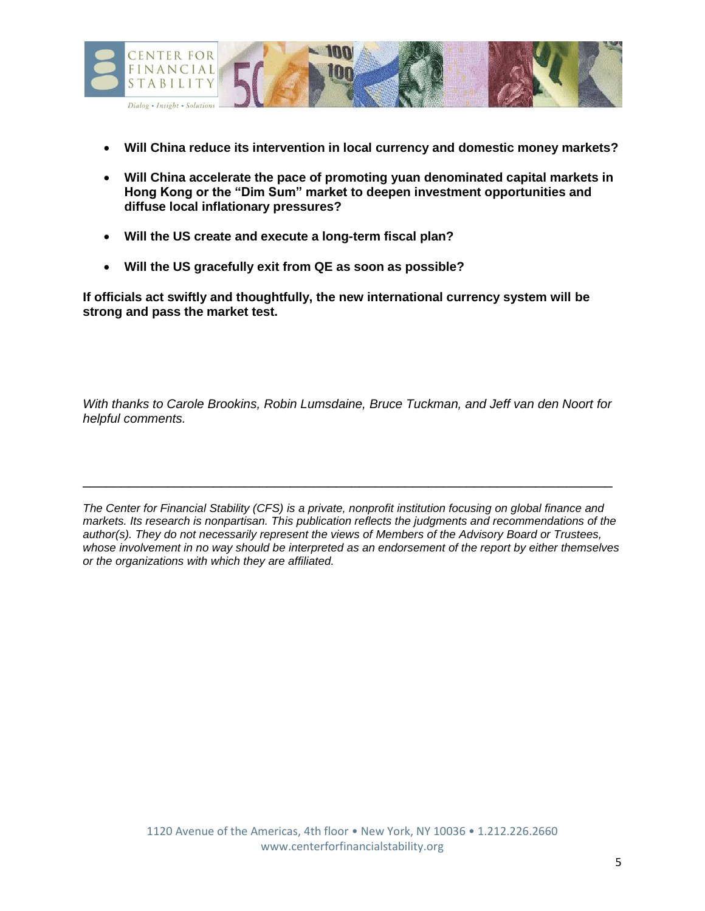- **Will China reduce its intervention in local currency and domestic money markets?**

- **Will China accelerate the pace of promoting yuan denominated capital markets in Hong Kong or the "Dim Sum" market to deepen investment opportunities and diffuse local inflationary pressures?**

- **Will the US create and execute a long-term fiscal plan?**

- **Will the US gracefully exit from QE as soon as possible?**

**If officials act swiftly and thoughtfully, the new international currency system will be strong and pass the market test.**

*With thanks to Carole Brookins, Robin Lumsdaine, Bruce Tuckman, and Jeff van den Noort for helpful comments.*

---

*The Center for Financial Stability (CFS) is a private, nonprofit institution focusing on global finance and markets. Its research is nonpartisan. This publication reflects the judgments and recommendations of the author(s). They do not necessarily represent the views of Members of the Advisory Board or Trustees, whose involvement in no way should be interpreted as an endorsement of the report by either themselves or the organizations with which they are affiliated.*